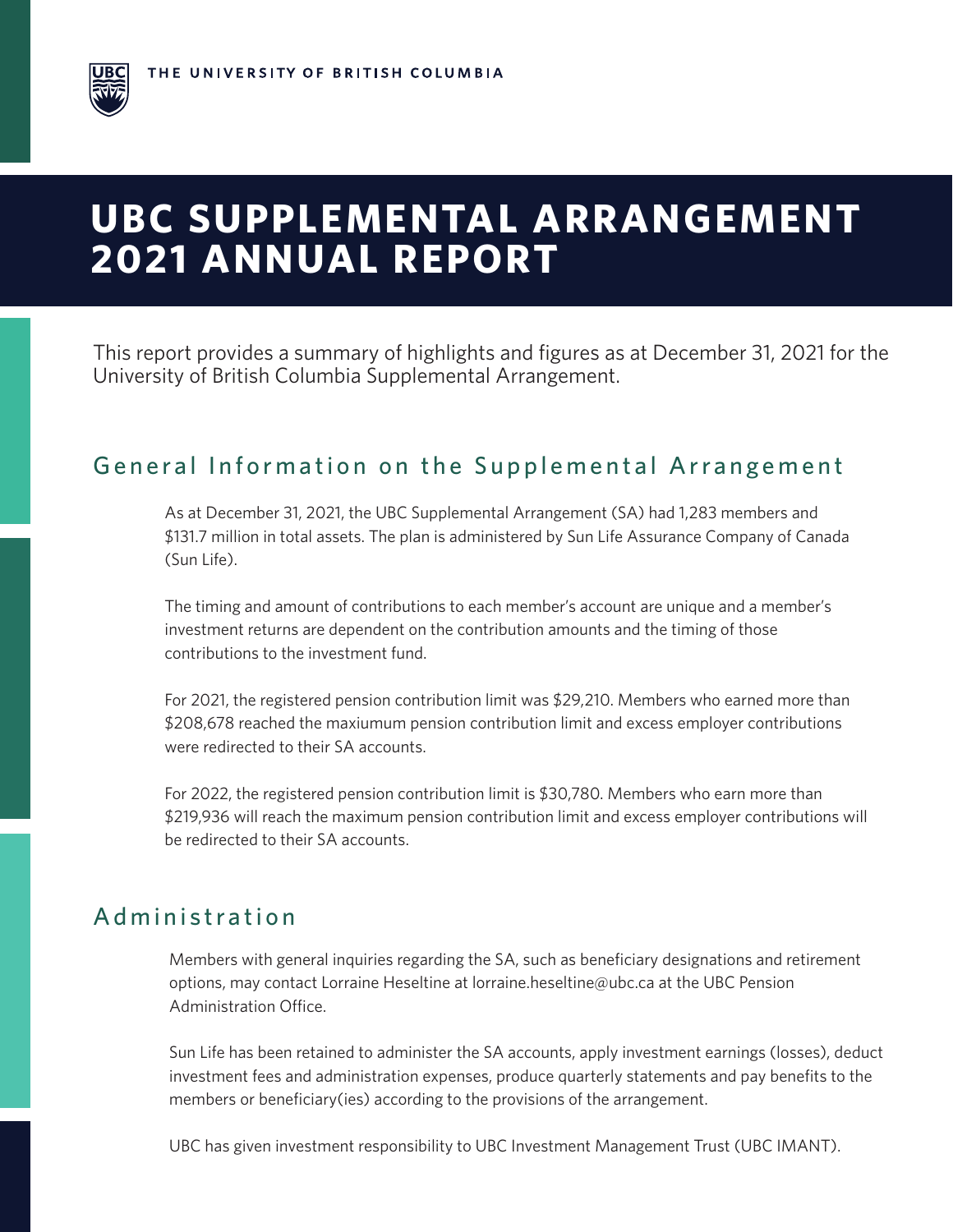THE UNIVERSITY OF BRITISH COLUMBIA

# UBC SUPPLEMENTAL ARRANGEMENT 2021 ANNUAL REPORT

This report provides a summary of highlights and figures as at December 31, 2021 for the University of British Columbia Supplemental Arrangement.

## General Information on the Supplemental Arrangement

As at December 31, 2021, the UBC Supplemental Arrangement (SA) had 1,283 members and $131.7 million in total assets. The plan is administered by Sun Life Assurance Company of Canada (Sun Life).

The timing and amount of contributions to each member's account are unique and a member's investment returns are dependent on the contribution amounts and the timing of those contributions to the investment fund.

For 2021, the registered pension contribution limit was $29,210. Members who earned more than $208,678 reached the maxiumum pension contribution limit and excess employer contributions were redirected to their SA accounts.

For 2022, the registered pension contribution limit is $30,780. Members who earn more than $219,936 will reach the maximum pension contribution limit and excess employer contributions will be redirected to their SA accounts.

## Administration

Members with general inquiries regarding the SA, such as beneficiary designations and retirement options, may contact Lorraine Heseltine at lorraine.heseltine@ubc.ca at the UBC Pension Administration Office.

Sun Life has been retained to administer the SA accounts, apply investment earnings (losses), deduct investment fees and administration expenses, produce quarterly statements and pay benefits to the members or beneficiary(ies) according to the provisions of the arrangement.

UBC has given investment responsibility to UBC Investment Management Trust (UBC IMANT).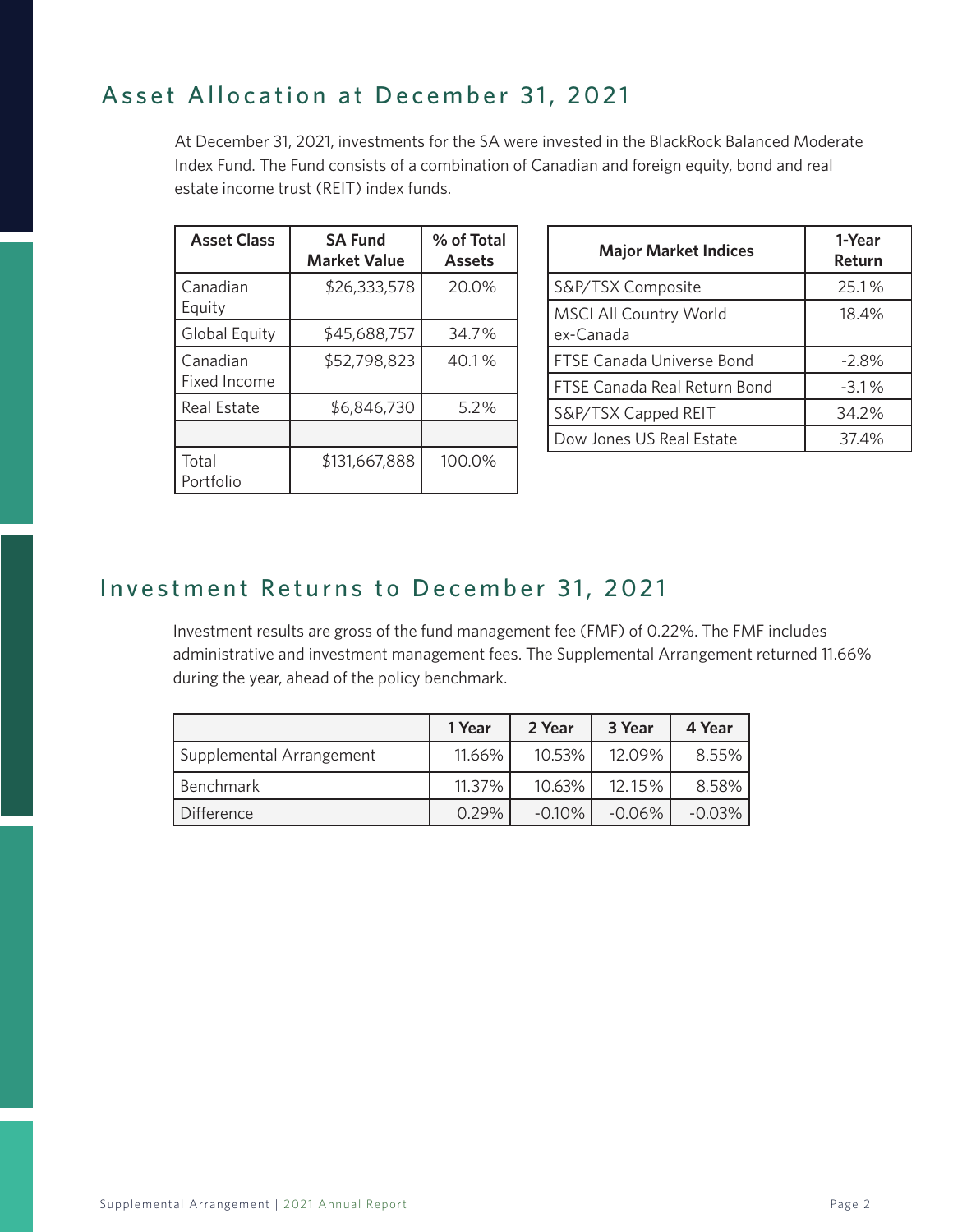## Asset Allocation at December 31, 2021

At December 31, 2021, investments for the SA were invested in the BlackRock Balanced Moderate Index Fund. The Fund consists of a combination of Canadian and foreign equity, bond and real estate income trust (REIT) index funds.

| Asset Class | SA Fund Market Value | % of Total Assets |
|---|---|---|
| Canadian Equity | $26,333,578 | 20.0% |
| Global Equity | $45,688,757 | 34.7% |
| Canadian Fixed Income | $52,798,823 | 40.1% |
| Real Estate | $6,846,730 | 5.2% |
| | | |
| Total Portfolio | $131,667,888 | 100.0% |

| Major Market Indices | 1-Year Return |
|---|---|
| S&P/TSX Composite | 25.1% |
| MSCI All Country World ex-Canada | 18.4% |
| FTSE Canada Universe Bond | -2.8% |
| FTSE Canada Real Return Bond | -3.1% |
| S&P/TSX Capped REIT | 34.2% |
| Dow Jones US Real Estate | 37.4% |

## Investment Returns to December 31, 2021

Investment results are gross of the fund management fee (FMF) of 0.22%. The FMF includes administrative and investment management fees. The Supplemental Arrangement returned 11.66% during the year, ahead of the policy benchmark.

| | 1 Year | 2 Year | 3 Year | 4 Year |
|---|---|---|---|---|
| Supplemental Arrangement | 11.66% | 10.53% | 12.09% | 8.55% |
| Benchmark | 11.37% | 10.63% | 12.15% | 8.58% |
| Difference | 0.29% | -0.10% | -0.06% | -0.03% |